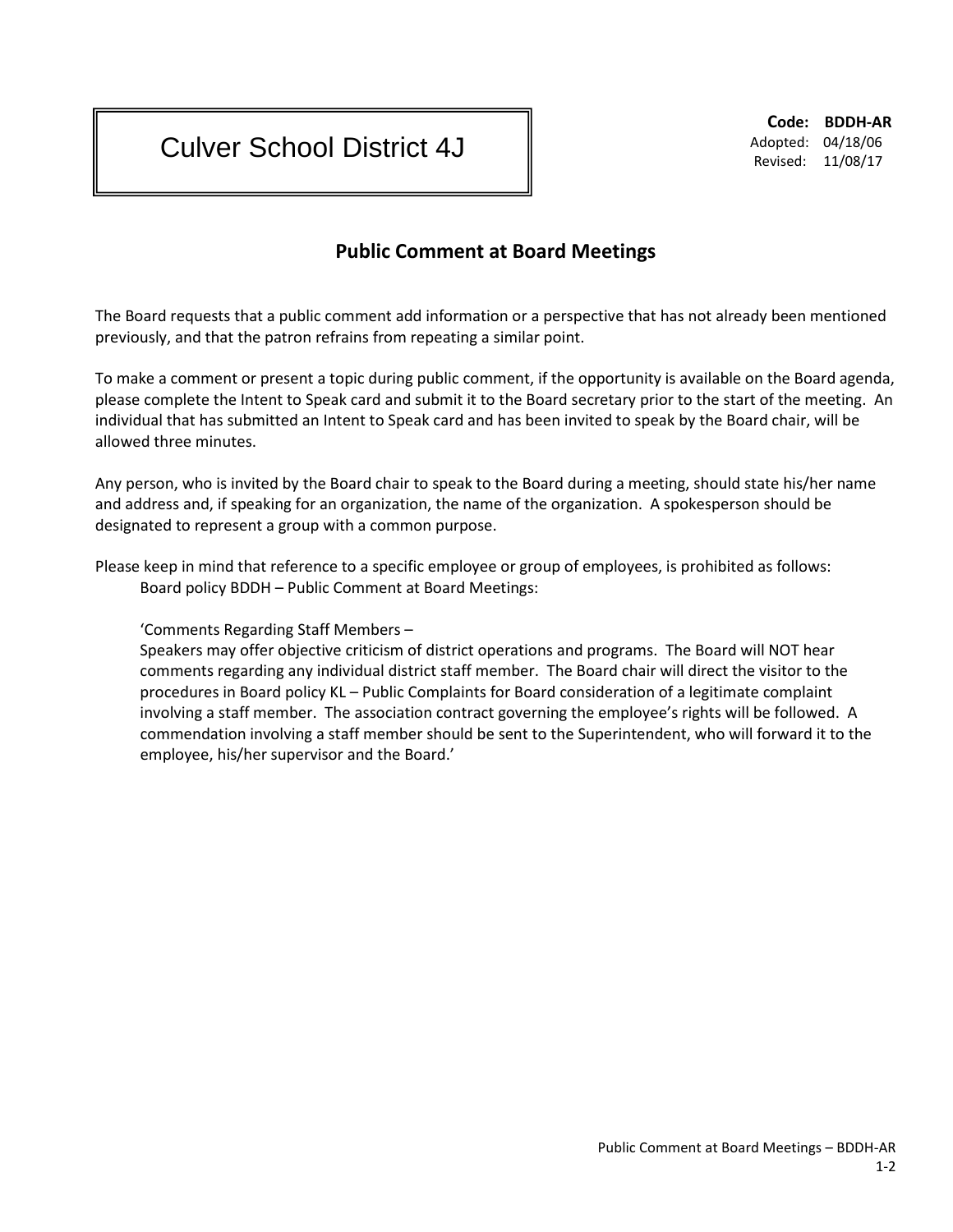# Culver School District 4J

**Code: BDDH-AR**
Adopted: 04/18/06
Revised: 11/08/17

## Public Comment at Board Meetings

The Board requests that a public comment add information or a perspective that has not already been mentioned previously, and that the patron refrains from repeating a similar point.

To make a comment or present a topic during public comment, if the opportunity is available on the Board agenda, please complete the Intent to Speak card and submit it to the Board secretary prior to the start of the meeting. An individual that has submitted an Intent to Speak card and has been invited to speak by the Board chair, will be allowed three minutes.

Any person, who is invited by the Board chair to speak to the Board during a meeting, should state his/her name and address and, if speaking for an organization, the name of the organization. A spokesperson should be designated to represent a group with a common purpose.

Please keep in mind that reference to a specific employee or group of employees, is prohibited as follows:

> Board policy BDDH – Public Comment at Board Meetings:
>
> 'Comments Regarding Staff Members –
> Speakers may offer objective criticism of district operations and programs. The Board will NOT hear comments regarding any individual district staff member. The Board chair will direct the visitor to the procedures in Board policy KL – Public Complaints for Board consideration of a legitimate complaint involving a staff member. The association contract governing the employee's rights will be followed. A commendation involving a staff member should be sent to the Superintendent, who will forward it to the employee, his/her supervisor and the Board.'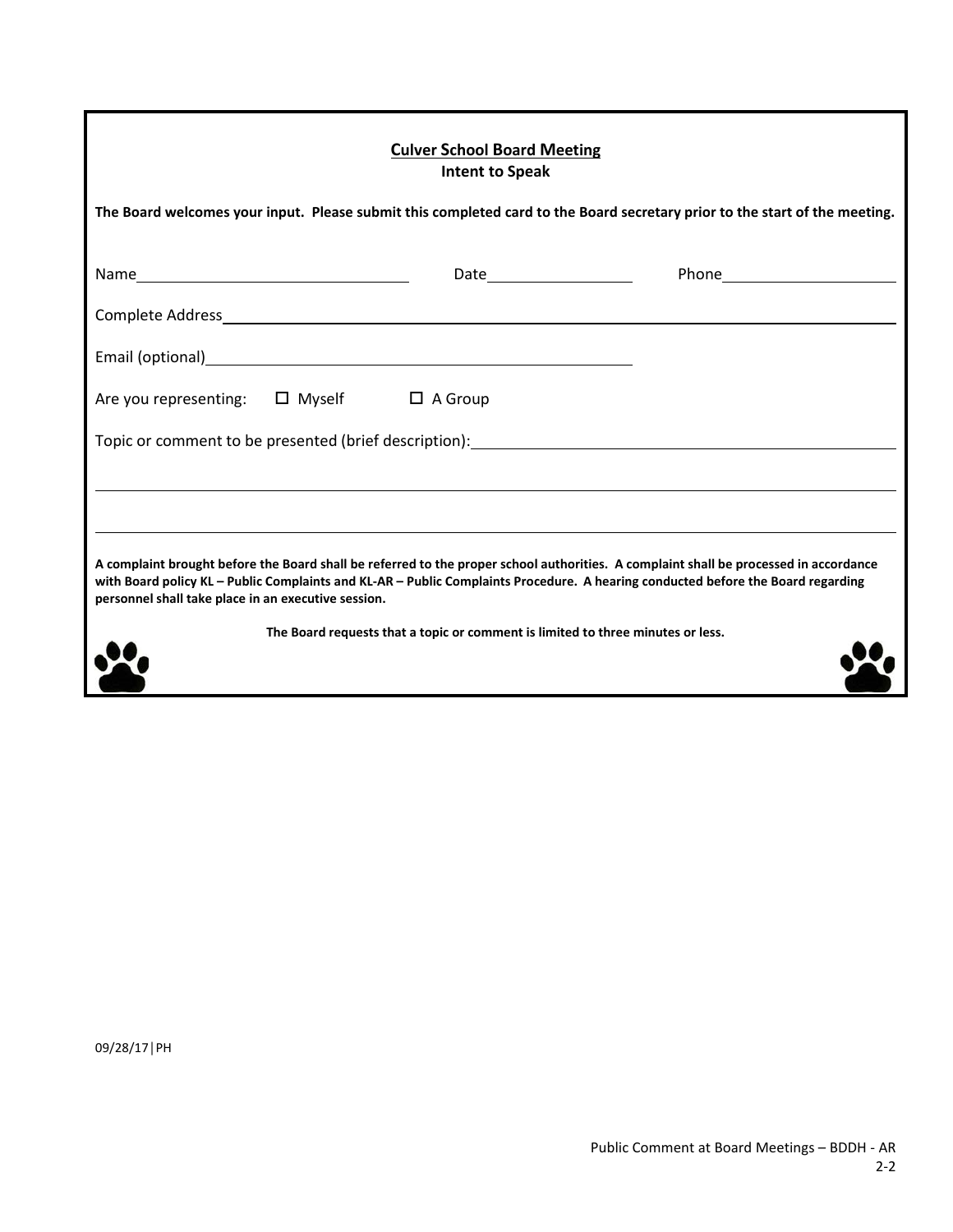**Culver School Board Meeting**

**Intent to Speak**

**The Board welcomes your input. Please submit this completed card to the Board secretary prior to the start of the meeting.**

Name\_\_\_\_\_\_\_\_\_\_\_\_\_\_\_\_\_\_\_\_\_\_\_\_\_\_\_\_\_\_ Date\_\_\_\_\_\_\_\_\_\_\_\_\_\_\_\_ Phone\_\_\_\_\_\_\_\_\_\_\_\_\_\_\_\_\_\_\_\_

Complete Address\_\_\_\_\_\_\_\_\_\_\_\_\_\_\_\_\_\_\_\_\_\_\_\_\_\_\_\_\_\_\_\_\_\_\_\_\_\_\_\_\_\_\_\_\_\_\_\_\_\_\_\_\_\_\_\_\_\_\_\_\_\_\_\_\_\_

Email (optional)\_\_\_\_\_\_\_\_\_\_\_\_\_\_\_\_\_\_\_\_\_\_\_\_\_\_\_\_\_\_\_\_\_\_\_\_\_\_\_\_\_\_\_\_\_\_\_\_

Are you representing: ☐ Myself ☐ A Group

Topic or comment to be presented (brief description):\_\_\_\_\_\_\_\_\_\_\_\_\_\_\_\_\_\_\_\_\_\_\_\_\_\_\_\_\_\_\_\_\_\_\_\_\_\_\_\_\_\_\_\_

\_\_\_\_\_\_\_\_\_\_\_\_\_\_\_\_\_\_\_\_\_\_\_\_\_\_\_\_\_\_\_\_\_\_\_\_\_\_\_\_\_\_\_\_\_\_\_\_\_\_\_\_\_\_\_\_\_\_\_\_\_\_\_\_\_\_\_\_\_\_\_\_\_\_\_\_\_\_\_\_\_\_\_\_\_\_

\_\_\_\_\_\_\_\_\_\_\_\_\_\_\_\_\_\_\_\_\_\_\_\_\_\_\_\_\_\_\_\_\_\_\_\_\_\_\_\_\_\_\_\_\_\_\_\_\_\_\_\_\_\_\_\_\_\_\_\_\_\_\_\_\_\_\_\_\_\_\_\_\_\_\_\_\_\_\_\_\_\_\_\_\_\_

**A complaint brought before the Board shall be referred to the proper school authorities. A complaint shall be processed in accordance with Board policy KL – Public Complaints and KL-AR – Public Complaints Procedure. A hearing conducted before the Board regarding personnel shall take place in an executive session.**

**The Board requests that a topic or comment is limited to three minutes or less.**

09/28/17|PH

Public Comment at Board Meetings – BDDH - AR